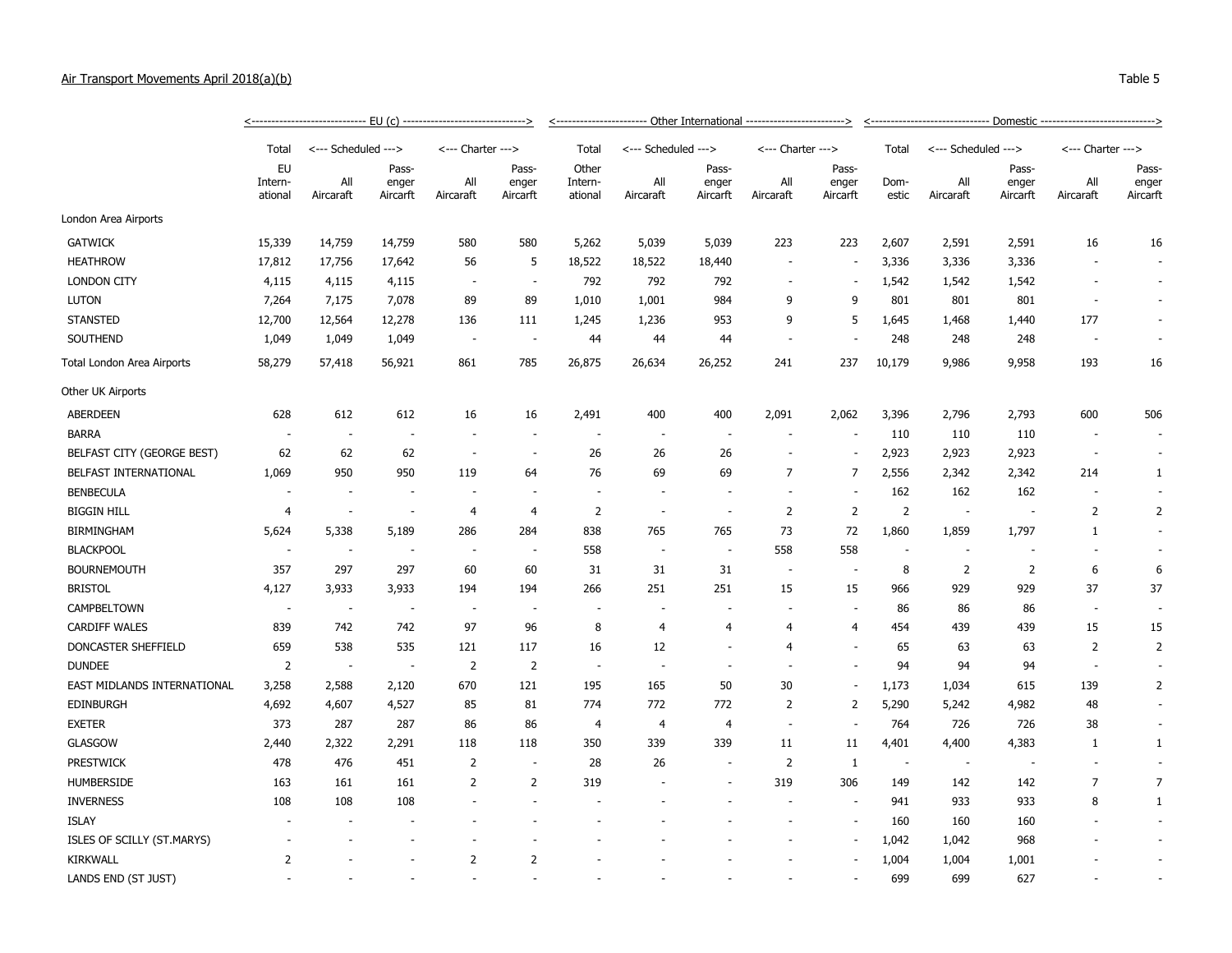Air Transport Movements April 2018(a)(b)

Table 5

| | EU (c) | | | | | Other International | | | | | Domestic | | | | |
|---|---|---|---|---|---|---|---|---|---|---|---|---|---|---|---|
| | Total | Scheduled | | Charter | | Total | Scheduled | | Charter | | Total | Scheduled | | Charter | |
| | EU International | All Aircraft | Passenger Aircraft | All Aircraft | Passenger Aircraft | Other International | All Aircraft | Passenger Aircraft | All Aircraft | Passenger Aircraft | Domestic | All Aircraft | Passenger Aircraft | All Aircraft | Passenger Aircraft |
| London Area Airports | | | | | | | | | | | | | | | |
| GATWICK | 15,339 | 14,759 | 14,759 | 580 | 580 | 5,262 | 5,039 | 5,039 | 223 | 223 | 2,607 | 2,591 | 2,591 | 16 | 16 |
| HEATHROW | 17,812 | 17,756 | 17,642 | 56 | 5 | 18,522 | 18,522 | 18,440 | - | - | 3,336 | 3,336 | 3,336 | - | - |
| LONDON CITY | 4,115 | 4,115 | 4,115 | - | - | 792 | 792 | 792 | - | - | 1,542 | 1,542 | 1,542 | - | - |
| LUTON | 7,264 | 7,175 | 7,078 | 89 | 89 | 1,010 | 1,001 | 984 | 9 | 9 | 801 | 801 | 801 | - | - |
| STANSTED | 12,700 | 12,564 | 12,278 | 136 | 111 | 1,245 | 1,236 | 953 | 9 | 5 | 1,645 | 1,468 | 1,440 | 177 | - |
| SOUTHEND | 1,049 | 1,049 | 1,049 | - | - | 44 | 44 | 44 | - | - | 248 | 248 | 248 | - | - |
| Total London Area Airports | 58,279 | 57,418 | 56,921 | 861 | 785 | 26,875 | 26,634 | 26,252 | 241 | 237 | 10,179 | 9,986 | 9,958 | 193 | 16 |
| Other UK Airports | | | | | | | | | | | | | | | |
| ABERDEEN | 628 | 612 | 612 | 16 | 16 | 2,491 | 400 | 400 | 2,091 | 2,062 | 3,396 | 2,796 | 2,793 | 600 | 506 |
| BARRA | - | - | - | - | - | - | - | - | - | - | 110 | 110 | 110 | - | - |
| BELFAST CITY (GEORGE BEST) | 62 | 62 | 62 | - | - | 26 | 26 | 26 | - | - | 2,923 | 2,923 | 2,923 | - | - |
| BELFAST INTERNATIONAL | 1,069 | 950 | 950 | 119 | 64 | 76 | 69 | 69 | 7 | 7 | 2,556 | 2,342 | 2,342 | 214 | 1 |
| BENBECULA | - | - | - | - | - | - | - | - | - | - | 162 | 162 | 162 | - | - |
| BIGGIN HILL | 4 | - | - | 4 | 4 | 2 | - | - | 2 | 2 | 2 | - | - | 2 | 2 |
| BIRMINGHAM | 5,624 | 5,338 | 5,189 | 286 | 284 | 838 | 765 | 765 | 73 | 72 | 1,860 | 1,859 | 1,797 | 1 | - |
| BLACKPOOL | - | - | - | - | - | 558 | - | - | 558 | 558 | - | - | - | - | - |
| BOURNEMOUTH | 357 | 297 | 297 | 60 | 60 | 31 | 31 | 31 | - | - | 8 | 2 | 2 | 6 | 6 |
| BRISTOL | 4,127 | 3,933 | 3,933 | 194 | 194 | 266 | 251 | 251 | 15 | 15 | 966 | 929 | 929 | 37 | 37 |
| CAMPBELTOWN | - | - | - | - | - | - | - | - | - | - | 86 | 86 | 86 | - | - |
| CARDIFF WALES | 839 | 742 | 742 | 97 | 96 | 8 | 4 | 4 | 4 | 4 | 454 | 439 | 439 | 15 | 15 |
| DONCASTER SHEFFIELD | 659 | 538 | 535 | 121 | 117 | 16 | 12 | - | 4 | - | 65 | 63 | 63 | 2 | 2 |
| DUNDEE | 2 | - | - | 2 | 2 | - | - | - | - | - | 94 | 94 | 94 | - | - |
| EAST MIDLANDS INTERNATIONAL | 3,258 | 2,588 | 2,120 | 670 | 121 | 195 | 165 | 50 | 30 | - | 1,173 | 1,034 | 615 | 139 | 2 |
| EDINBURGH | 4,692 | 4,607 | 4,527 | 85 | 81 | 774 | 772 | 772 | 2 | 2 | 5,290 | 5,242 | 4,982 | 48 | - |
| EXETER | 373 | 287 | 287 | 86 | 86 | 4 | 4 | 4 | - | - | 764 | 726 | 726 | 38 | - |
| GLASGOW | 2,440 | 2,322 | 2,291 | 118 | 118 | 350 | 339 | 339 | 11 | 11 | 4,401 | 4,400 | 4,383 | 1 | 1 |
| PRESTWICK | 478 | 476 | 451 | 2 | - | 28 | 26 | - | 2 | 1 | - | - | - | - | - |
| HUMBERSIDE | 163 | 161 | 161 | 2 | 2 | 319 | - | - | 319 | 306 | 149 | 142 | 142 | 7 | 7 |
| INVERNESS | 108 | 108 | 108 | - | - | - | - | - | - | - | 941 | 933 | 933 | 8 | 1 |
| ISLAY | - | - | - | - | - | - | - | - | - | - | 160 | 160 | 160 | - | - |
| ISLES OF SCILLY (ST.MARYS) | - | - | - | - | - | - | - | - | - | - | 1,042 | 1,042 | 968 | - | - |
| KIRKWALL | 2 | - | - | 2 | 2 | - | - | - | - | - | 1,004 | 1,004 | 1,001 | - | - |
| LANDS END (ST JUST) | - | - | - | - | - | - | - | - | - | - | 699 | 699 | 627 | - | - |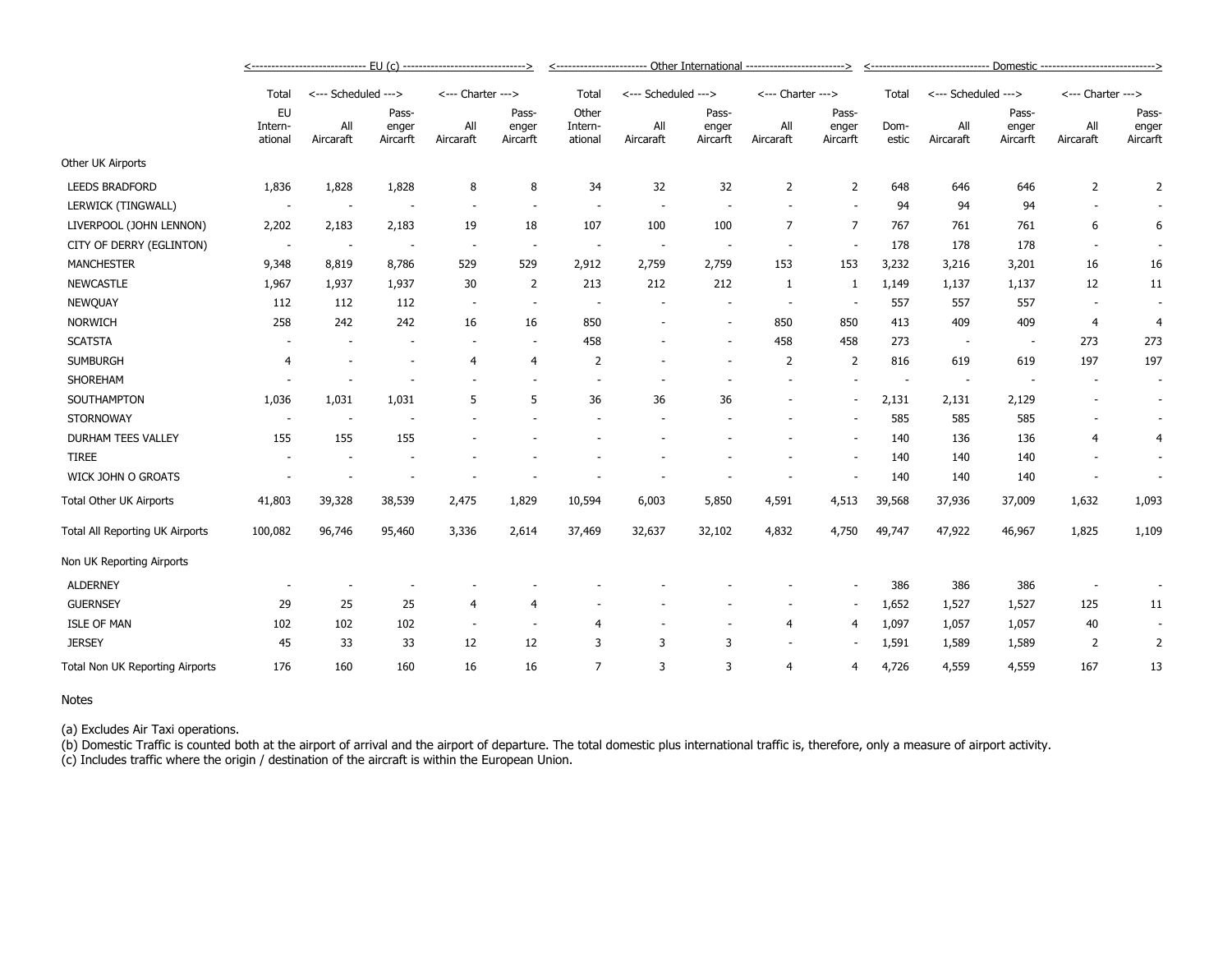| | EU (c) | | | | | Other International | | | | | Domestic | | | | |
|---|---|---|---|---|---|---|---|---|---|---|---|---|---|---|---|
| | Total | Scheduled | | Charter | | Total | Scheduled | | Charter | | Total | Scheduled | | Charter | |
| | EU International | All Aircaraft | Passenger Aircarft | All Aircaraft | Passenger Aircarft | Other International | All Aircaraft | Passenger Aircarft | All Aircaraft | Passenger Aircarft | Domestic | All Aircaraft | Passenger Aircarft | All Aircaraft | Passenger Aircarft |
| Other UK Airports | | | | | | | | | | | | | | | |
| LEEDS BRADFORD | 1,836 | 1,828 | 1,828 | 8 | 8 | 34 | 32 | 32 | 2 | 2 | 648 | 646 | 646 | 2 | 2 |
| LERWICK (TINGWALL) | - | - | - | - | - | - | - | - | - | - | 94 | 94 | 94 | - | - |
| LIVERPOOL (JOHN LENNON) | 2,202 | 2,183 | 2,183 | 19 | 18 | 107 | 100 | 100 | 7 | 7 | 767 | 761 | 761 | 6 | 6 |
| CITY OF DERRY (EGLINTON) | - | - | - | - | - | - | - | - | - | - | 178 | 178 | 178 | - | - |
| MANCHESTER | 9,348 | 8,819 | 8,786 | 529 | 529 | 2,912 | 2,759 | 2,759 | 153 | 153 | 3,232 | 3,216 | 3,201 | 16 | 16 |
| NEWCASTLE | 1,967 | 1,937 | 1,937 | 30 | 2 | 213 | 212 | 212 | 1 | 1 | 1,149 | 1,137 | 1,137 | 12 | 11 |
| NEWQUAY | 112 | 112 | 112 | - | - | - | - | - | - | - | 557 | 557 | 557 | - | - |
| NORWICH | 258 | 242 | 242 | 16 | 16 | 850 | - | - | 850 | 850 | 413 | 409 | 409 | 4 | 4 |
| SCATSTA | - | - | - | - | - | 458 | - | - | 458 | 458 | 273 | - | - | 273 | 273 |
| SUMBURGH | 4 | - | - | 4 | 4 | 2 | - | - | 2 | 2 | 816 | 619 | 619 | 197 | 197 |
| SHOREHAM | - | - | - | - | - | - | - | - | - | - | - | - | - | - | - |
| SOUTHAMPTON | 1,036 | 1,031 | 1,031 | 5 | 5 | 36 | 36 | 36 | - | - | 2,131 | 2,131 | 2,129 | - | - |
| STORNOWAY | - | - | - | - | - | - | - | - | - | - | 585 | 585 | 585 | - | - |
| DURHAM TEES VALLEY | 155 | 155 | 155 | - | - | - | - | - | - | - | 140 | 136 | 136 | 4 | 4 |
| TIREE | - | - | - | - | - | - | - | - | - | - | 140 | 140 | 140 | - | - |
| WICK JOHN O GROATS | - | - | - | - | - | - | - | - | - | - | 140 | 140 | 140 | - | - |
| Total Other UK Airports | 41,803 | 39,328 | 38,539 | 2,475 | 1,829 | 10,594 | 6,003 | 5,850 | 4,591 | 4,513 | 39,568 | 37,936 | 37,009 | 1,632 | 1,093 |
| Total All Reporting UK Airports | 100,082 | 96,746 | 95,460 | 3,336 | 2,614 | 37,469 | 32,637 | 32,102 | 4,832 | 4,750 | 49,747 | 47,922 | 46,967 | 1,825 | 1,109 |
| Non UK Reporting Airports | | | | | | | | | | | | | | | |
| ALDERNEY | - | - | - | - | - | - | - | - | - | - | 386 | 386 | 386 | - | - |
| GUERNSEY | 29 | 25 | 25 | 4 | 4 | - | - | - | - | - | 1,652 | 1,527 | 1,527 | 125 | 11 |
| ISLE OF MAN | 102 | 102 | 102 | - | - | 4 | - | - | 4 | 4 | 1,097 | 1,057 | 1,057 | 40 | - |
| JERSEY | 45 | 33 | 33 | 12 | 12 | 3 | 3 | 3 | - | - | 1,591 | 1,589 | 1,589 | 2 | 2 |
| Total Non UK Reporting Airports | 176 | 160 | 160 | 16 | 16 | 7 | 3 | 3 | 4 | 4 | 4,726 | 4,559 | 4,559 | 167 | 13 |

Notes

(a) Excludes Air Taxi operations.
(b) Domestic Traffic is counted both at the airport of arrival and the airport of departure. The total domestic plus international traffic is, therefore, only a measure of airport activity.
(c) Includes traffic where the origin / destination of the aircraft is within the European Union.